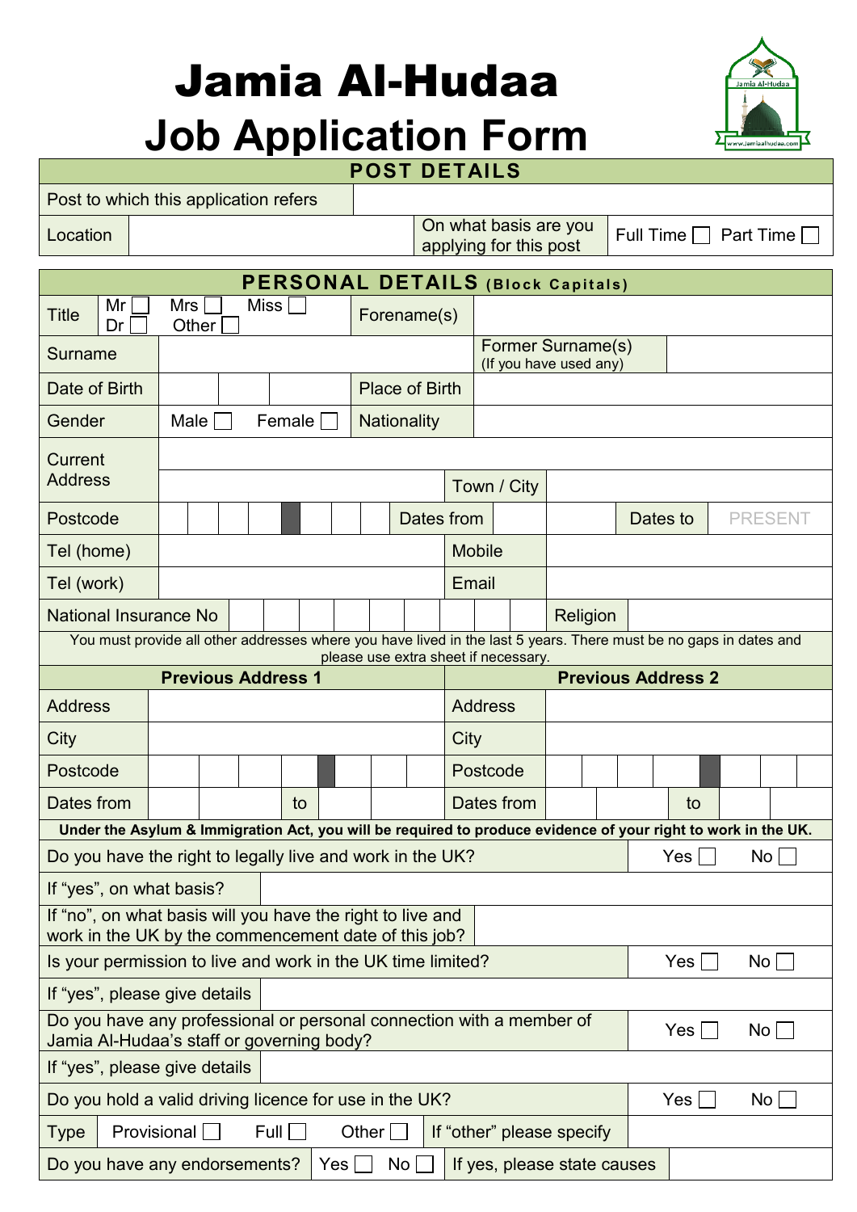# Jamia Al-Hudaa
# Job Application Form

| POST DETAILS | | | |
|---|---|---|---|
| Post to which this application refers | | | |
| Location | | On what basis are you applying for this post | Full Time ☐ Part Time ☐ |

| PERSONAL DETAILS (Block Capitals) | | | |
|---|---|---|---|
| Title | Mr ☐ Mrs ☐ Miss ☐ Dr ☐ Other ☐ | Forename(s) | |
| Surname | | Former Surname(s) (If you have used any) | |
| Date of Birth | | Place of Birth | |
| Gender | Male ☐ Female ☐ | Nationality | |
| Current Address | | | |
| | | Town / City | |
| Postcode | | Dates from | | Dates to | PRESENT |
| Tel (home) | | Mobile | |
| Tel (work) | | Email | |
| National Insurance No | | Religion | |

You must provide all other addresses where you have lived in the last 5 years. There must be no gaps in dates and please use extra sheet if necessary.

| Previous Address 1 | | | | Previous Address 2 | | | |
|---|---|---|---|---|---|---|---|
| Address | | | | Address | | | |
| City | | | | City | | | |
| Postcode | | | | Postcode | | | |
| Dates from | | to | | Dates from | | to | |

**Under the Asylum & Immigration Act, you will be required to produce evidence of your right to work in the UK.**

| | |
|---|---|
| Do you have the right to legally live and work in the UK? | Yes ☐ No ☐ |
| If "yes", on what basis? | |
| If "no", on what basis will you have the right to live and work in the UK by the commencement date of this job? | |
| Is your permission to live and work in the UK time limited? | Yes ☐ No ☐ |
| If "yes", please give details | |
| Do you have any professional or personal connection with a member of Jamia Al-Hudaa's staff or governing body? | Yes ☐ No ☐ |
| If "yes", please give details | |
| Do you hold a valid driving licence for use in the UK? | Yes ☐ No ☐ |

| Type | Provisional ☐ Full ☐ Other ☐ | If "other" please specify | |
|---|---|---|---|
| Do you have any endorsements? | Yes ☐ No ☐ | If yes, please state causes | |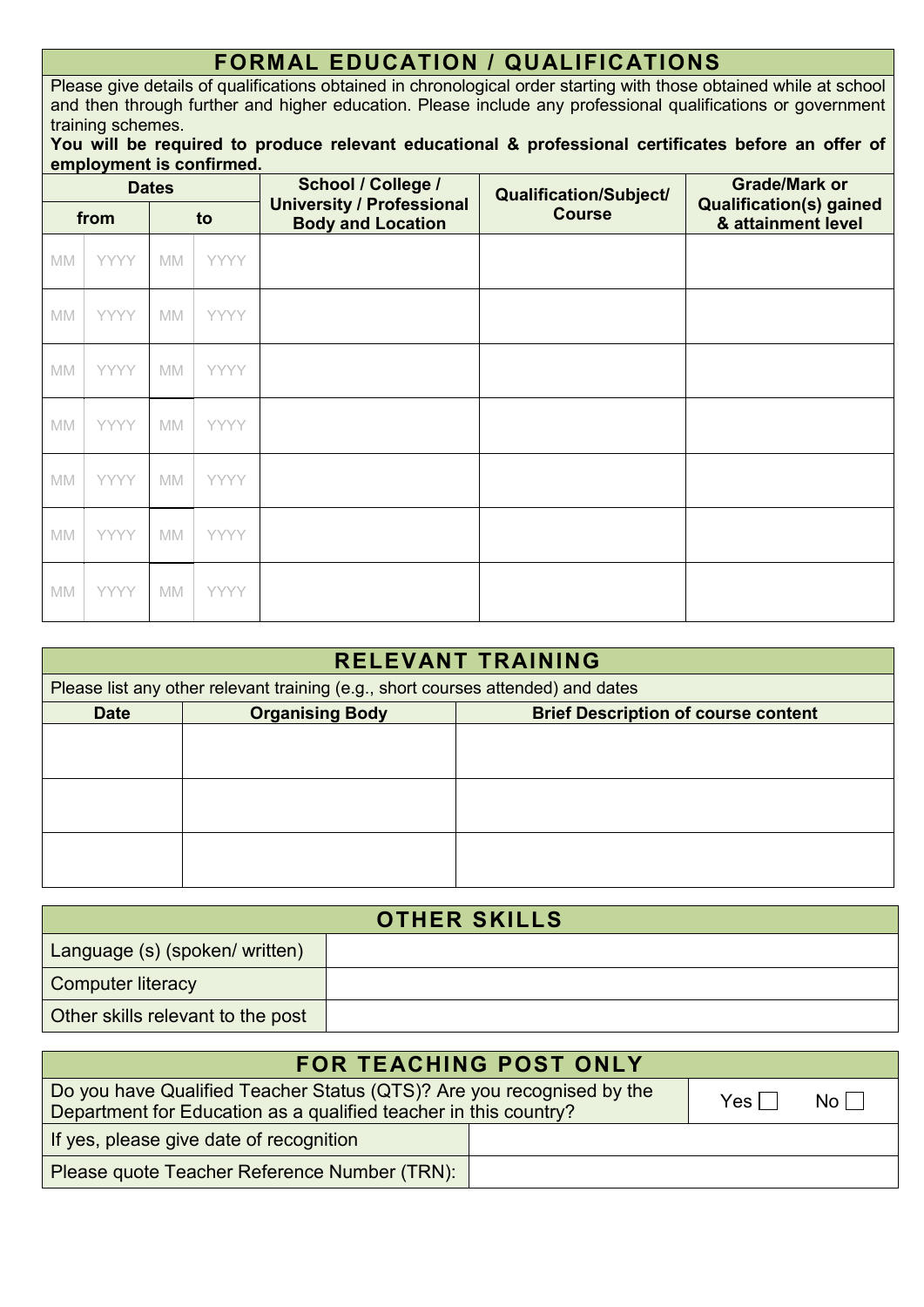## FORMAL EDUCATION / QUALIFICATIONS

Please give details of qualifications obtained in chronological order starting with those obtained while at school and then through further and higher education. Please include any professional qualifications or government training schemes.

**You will be required to produce relevant educational & professional certificates before an offer of employment is confirmed.**

| Dates | | | | School / College / University / Professional Body and Location | Qualification/Subject/ Course | Grade/Mark or Qualification(s) gained & attainment level |
|---|---|---|---|---|---|---|
| from | | to | | | | |
| MM | YYYY | MM | YYYY | | | |
| MM | YYYY | MM | YYYY | | | |
| MM | YYYY | MM | YYYY | | | |
| MM | YYYY | MM | YYYY | | | |
| MM | YYYY | MM | YYYY | | | |
| MM | YYYY | MM | YYYY | | | |
| MM | YYYY | MM | YYYY | | | |

## RELEVANT TRAINING

Please list any other relevant training (e.g., short courses attended) and dates

| Date | Organising Body | Brief Description of course content |
|---|---|---|
| | | |
| | | |
| | | |

## OTHER SKILLS

| | |
|---|---|
| Language (s) (spoken/ written) | |
| Computer literacy | |
| Other skills relevant to the post | |

## FOR TEACHING POST ONLY

| | |
|---|---|
| Do you have Qualified Teacher Status (QTS)? Are you recognised by the Department for Education as a qualified teacher in this country? | Yes ☐ No ☐ |
| If yes, please give date of recognition | |
| Please quote Teacher Reference Number (TRN): | |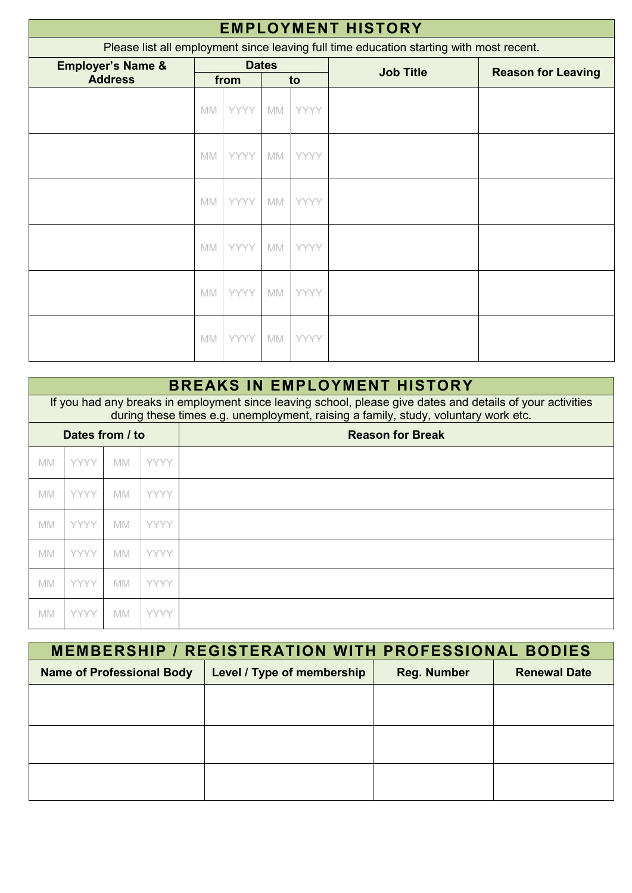## EMPLOYMENT HISTORY

Please list all employment since leaving full time education starting with most recent.

| Employer's Name & Address | Dates | | | | Job Title | Reason for Leaving |
|---|---|---|---|---|---|---|
| | from | | to | | | |
| | MM | YYYY | MM | YYYY | | |
| | MM | YYYY | MM | YYYY | | |
| | MM | YYYY | MM | YYYY | | |
| | MM | YYYY | MM | YYYY | | |
| | MM | YYYY | MM | YYYY | | |
| | MM | YYYY | MM | YYYY | | |

## BREAKS IN EMPLOYMENT HISTORY

If you had any breaks in employment since leaving school, please give dates and details of your activities during these times e.g. unemployment, raising a family, study, voluntary work etc.

| Dates from / to | | | | Reason for Break |
|---|---|---|---|---|
| MM | YYYY | MM | YYYY | |
| MM | YYYY | MM | YYYY | |
| MM | YYYY | MM | YYYY | |
| MM | YYYY | MM | YYYY | |
| MM | YYYY | MM | YYYY | |
| MM | YYYY | MM | YYYY | |

## MEMBERSHIP / REGISTERATION WITH PROFESSIONAL BODIES

| Name of Professional Body | Level / Type of membership | Reg. Number | Renewal Date |
|---|---|---|---|
| | | | |
| | | | |
| | | | |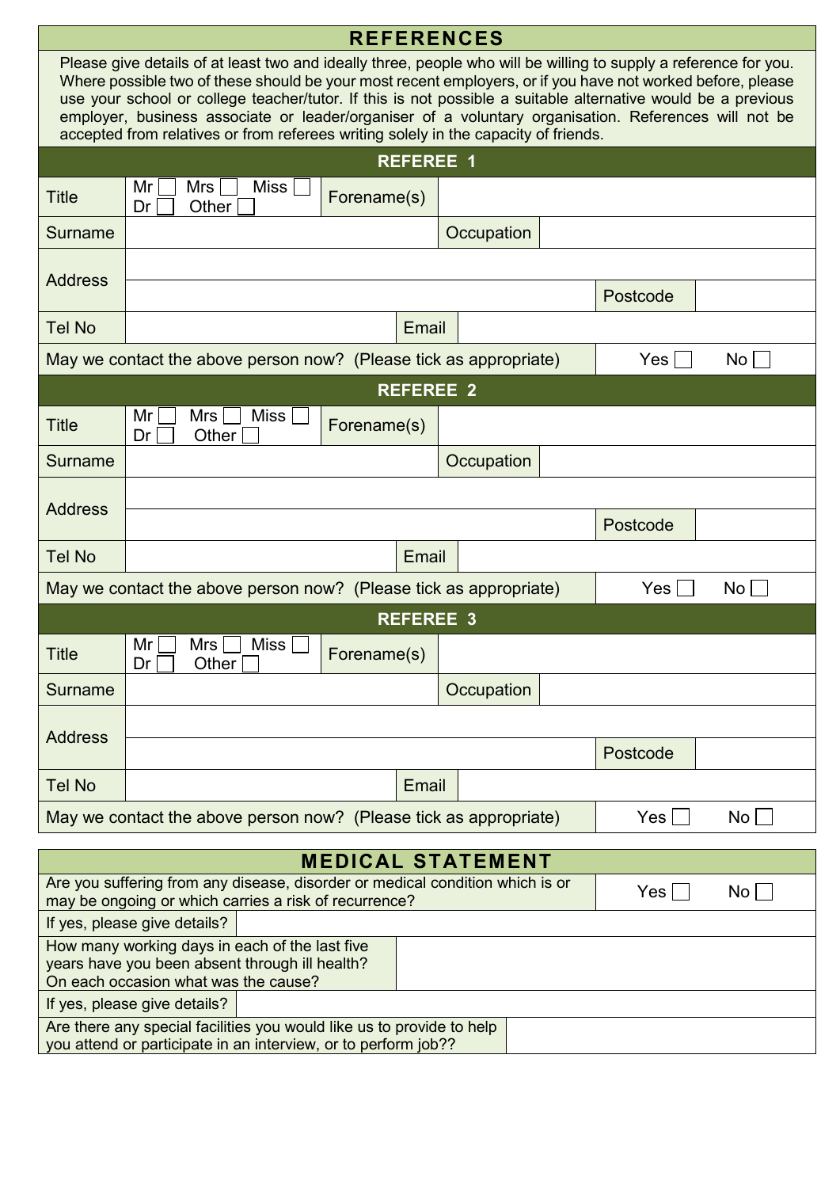## REFERENCES

Please give details of at least two and ideally three, people who will be willing to supply a reference for you. Where possible two of these should be your most recent employers, or if you have not worked before, please use your school or college teacher/tutor. If this is not possible a suitable alternative would be a previous employer, business associate or leader/organiser of a voluntary organisation. References will not be accepted from relatives or from referees writing solely in the capacity of friends.

### REFEREE 1

| Title | Mr ☐ Mrs ☐ Miss ☐ Dr ☐ Other ☐ | Forename(s) | | | |
|---|---|---|---|---|---|
| Surname | | Occupation | | | |
| Address | | | | | |
| | | | | Postcode | |
| Tel No | | Email | | | |
| May we contact the above person now? (Please tick as appropriate) | | | | Yes ☐ | No ☐ |

### REFEREE 2

| Title | Mr ☐ Mrs ☐ Miss ☐ Dr ☐ Other ☐ | Forename(s) | | | |
|---|---|---|---|---|---|
| Surname | | Occupation | | | |
| Address | | | | | |
| | | | | Postcode | |
| Tel No | | Email | | | |
| May we contact the above person now? (Please tick as appropriate) | | | | Yes ☐ | No ☐ |

### REFEREE 3

| Title | Mr ☐ Mrs ☐ Miss ☐ Dr ☐ Other ☐ | Forename(s) | | | |
|---|---|---|---|---|---|
| Surname | | Occupation | | | |
| Address | | | | | |
| | | | | Postcode | |
| Tel No | | Email | | | |
| May we contact the above person now? (Please tick as appropriate) | | | | Yes ☐ | No ☐ |

## MEDICAL STATEMENT

| | | |
|---|---|---|
| Are you suffering from any disease, disorder or medical condition which is or may be ongoing or which carries a risk of recurrence? | Yes ☐ | No ☐ |
| If yes, please give details? | | |
| How many working days in each of the last five years have you been absent through ill health? On each occasion what was the cause? | | |
| If yes, please give details? | | |
| Are there any special facilities you would like us to provide to help you attend or participate in an interview, or to perform job?? | | |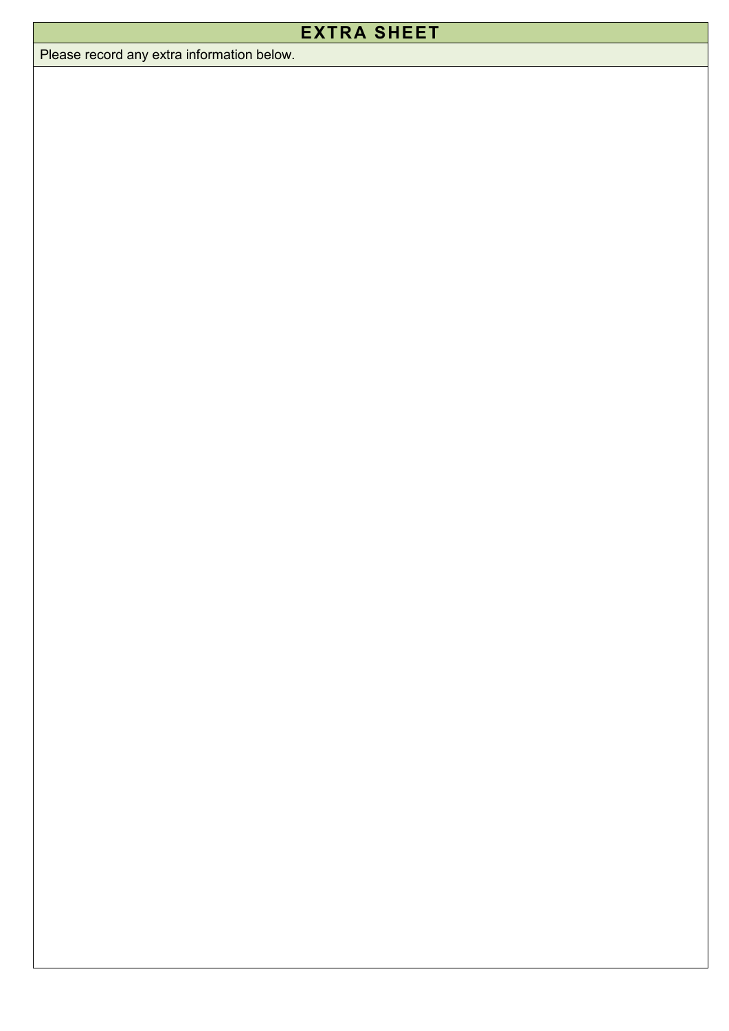# EXTRA SHEET

Please record any extra information below.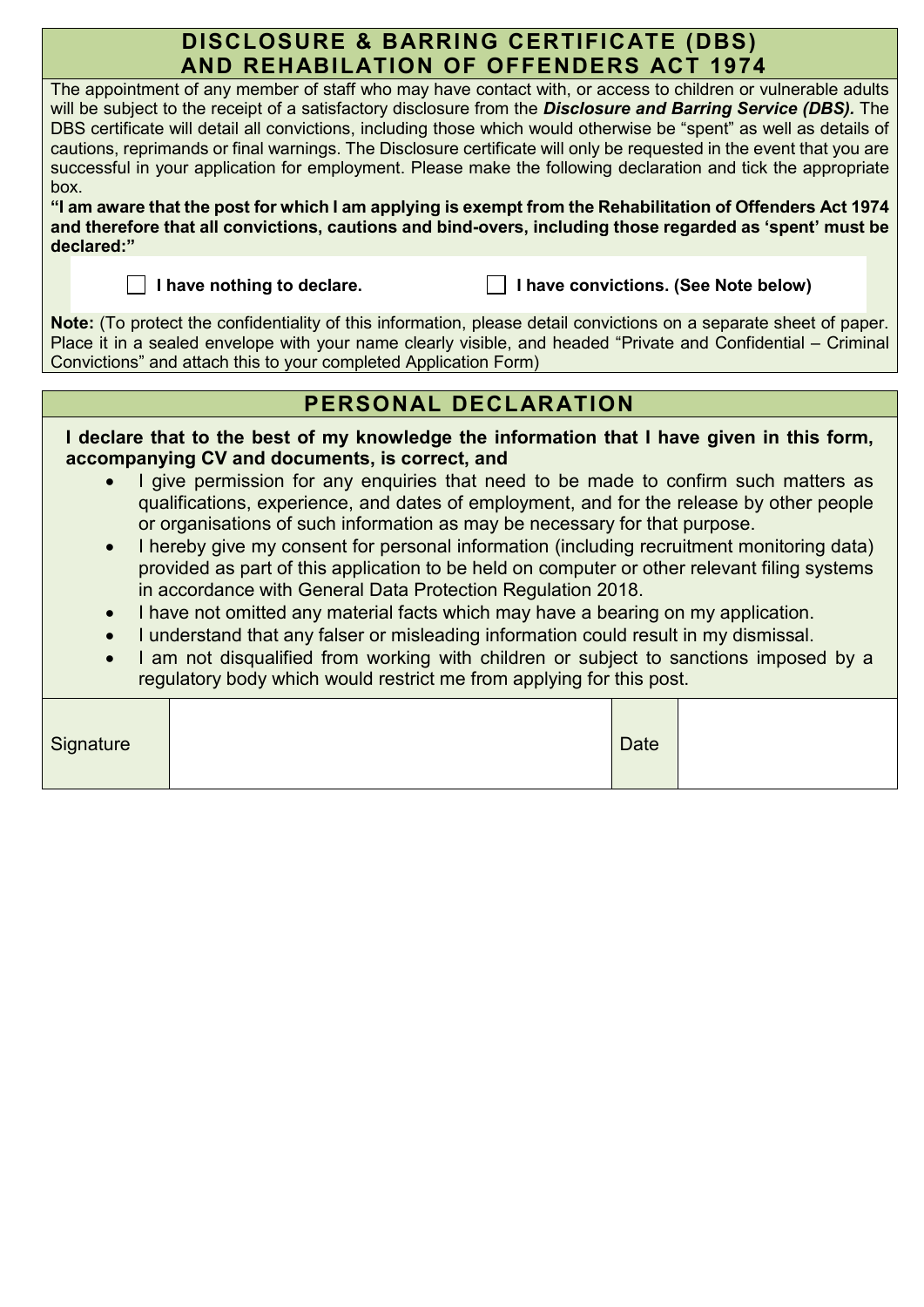## DISCLOSURE & BARRING CERTIFICATE (DBS) AND REHABILATION OF OFFENDERS ACT 1974

The appointment of any member of staff who may have contact with, or access to children or vulnerable adults will be subject to the receipt of a satisfactory disclosure from the ***Disclosure and Barring Service (DBS).*** The DBS certificate will detail all convictions, including those which would otherwise be "spent" as well as details of cautions, reprimands or final warnings. The Disclosure certificate will only be requested in the event that you are successful in your application for employment. Please make the following declaration and tick the appropriate box.

**"I am aware that the post for which I am applying is exempt from the Rehabilitation of Offenders Act 1974 and therefore that all convictions, cautions and bind-overs, including those regarded as 'spent' must be declared:"**

☐ **I have nothing to declare.** ☐ **I have convictions. (See Note below)**

**Note:** (To protect the confidentiality of this information, please detail convictions on a separate sheet of paper. Place it in a sealed envelope with your name clearly visible, and headed "Private and Confidential – Criminal Convictions" and attach this to your completed Application Form)

## PERSONAL DECLARATION

**I declare that to the best of my knowledge the information that I have given in this form, accompanying CV and documents, is correct, and**

- I give permission for any enquiries that need to be made to confirm such matters as qualifications, experience, and dates of employment, and for the release by other people or organisations of such information as may be necessary for that purpose.
- I hereby give my consent for personal information (including recruitment monitoring data) provided as part of this application to be held on computer or other relevant filing systems in accordance with General Data Protection Regulation 2018.
- I have not omitted any material facts which may have a bearing on my application.
- I understand that any falser or misleading information could result in my dismissal.
- I am not disqualified from working with children or subject to sanctions imposed by a regulatory body which would restrict me from applying for this post.

| Signature | | Date | |
|---|---|---|---|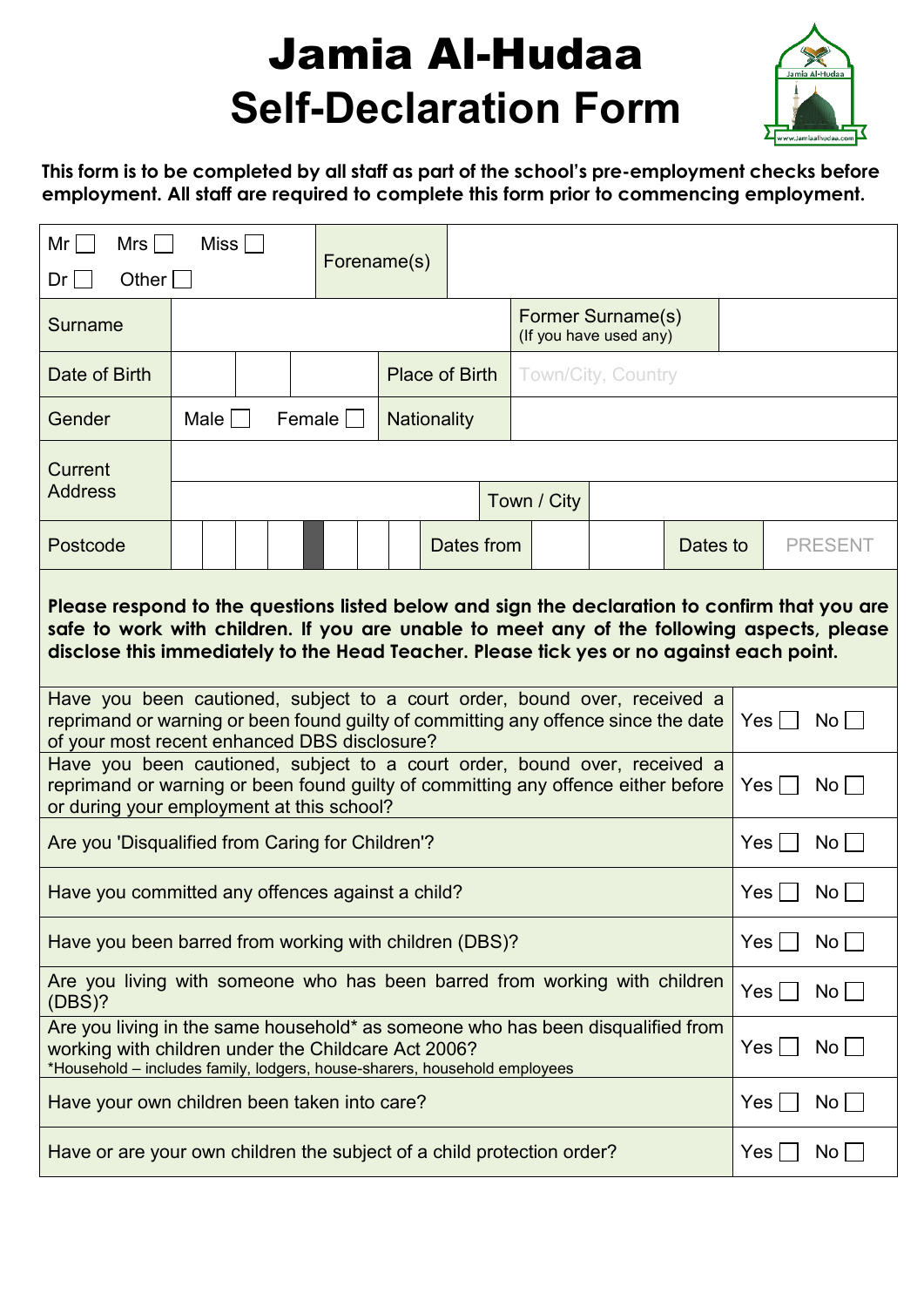# Jamia Al-Hudaa

# Self-Declaration Form

**This form is to be completed by all staff as part of the school's pre-employment checks before employment. All staff are required to complete this form prior to commencing employment.**

| Mr ☐ Mrs ☐ Miss ☐ Dr ☐ Other ☐ | Forename(s) | | |
|---|---|---|---|
| Surname | | Former Surname(s) (If you have used any) | |
| Date of Birth | | Place of Birth | Town/City, Country |
| Gender | Male ☐ Female ☐ | Nationality | |
| Current Address | | | |
| | | Town / City | |
| Postcode | | Dates from | Dates to PRESENT |

**Please respond to the questions listed below and sign the declaration to confirm that you are safe to work with children. If you are unable to meet any of the following aspects, please disclose this immediately to the Head Teacher. Please tick yes or no against each point.**

| Question | Answer |
|---|---|
| Have you been cautioned, subject to a court order, bound over, received a reprimand or warning or been found guilty of committing any offence since the date of your most recent enhanced DBS disclosure? | Yes ☐ No ☐ |
| Have you been cautioned, subject to a court order, bound over, received a reprimand or warning or been found guilty of committing any offence either before or during your employment at this school? | Yes ☐ No ☐ |
| Are you 'Disqualified from Caring for Children'? | Yes ☐ No ☐ |
| Have you committed any offences against a child? | Yes ☐ No ☐ |
| Have you been barred from working with children (DBS)? | Yes ☐ No ☐ |
| Are you living with someone who has been barred from working with children (DBS)? | Yes ☐ No ☐ |
| Are you living in the same household* as someone who has been disqualified from working with children under the Childcare Act 2006? *Household – includes family, lodgers, house-sharers, household employees | Yes ☐ No ☐ |
| Have your own children been taken into care? | Yes ☐ No ☐ |
| Have or are your own children the subject of a child protection order? | Yes ☐ No ☐ |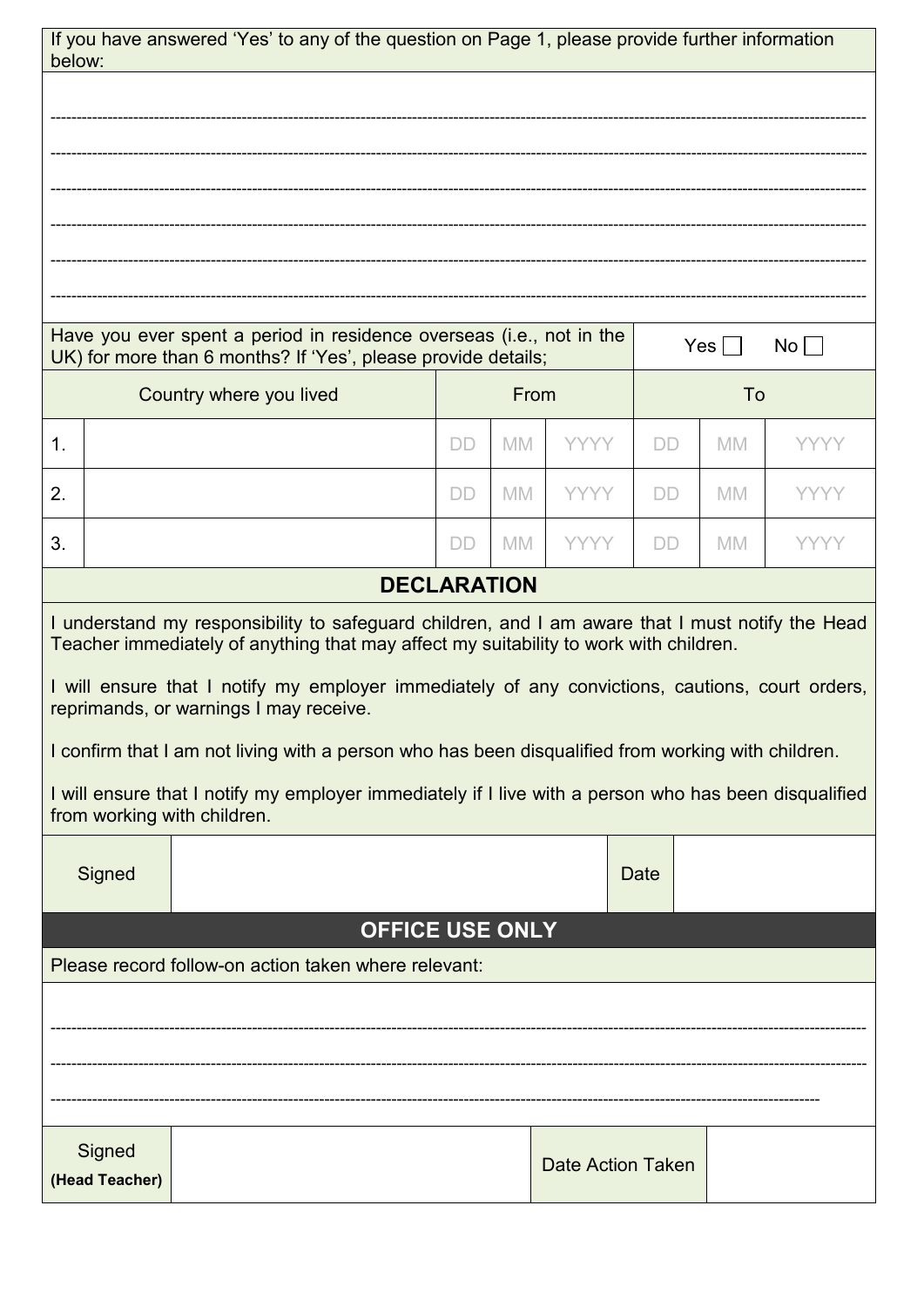If you have answered 'Yes' to any of the question on Page 1, please provide further information below:

------------------------------------------------------------------------------------------------------------------------------------------------

------------------------------------------------------------------------------------------------------------------------------------------------

------------------------------------------------------------------------------------------------------------------------------------------------

------------------------------------------------------------------------------------------------------------------------------------------------

------------------------------------------------------------------------------------------------------------------------------------------------

------------------------------------------------------------------------------------------------------------------------------------------------

Have you ever spent a period in residence overseas (i.e., not in the UK) for more than 6 months? If 'Yes', please provide details; Yes ☐ No ☐

| | Country where you lived | From | | | To | | |
|---|---|---|---|---|---|---|---|
| 1. | | DD | MM | YYYY | DD | MM | YYYY |
| 2. | | DD | MM | YYYY | DD | MM | YYYY |
| 3. | | DD | MM | YYYY | DD | MM | YYYY |

## DECLARATION

I understand my responsibility to safeguard children, and I am aware that I must notify the Head Teacher immediately of anything that may affect my suitability to work with children.

I will ensure that I notify my employer immediately of any convictions, cautions, court orders, reprimands, or warnings I may receive.

I confirm that I am not living with a person who has been disqualified from working with children.

I will ensure that I notify my employer immediately if I live with a person who has been disqualified from working with children.

| Signed | | Date | |
|---|---|---|---|

## OFFICE USE ONLY

Please record follow-on action taken where relevant:

------------------------------------------------------------------------------------------------------------------------------------------------

------------------------------------------------------------------------------------------------------------------------------------------------

------------------------------------------------------------------------------------------------------------------------------------------------

| Signed **(Head Teacher)** | | Date Action Taken | |
|---|---|---|---|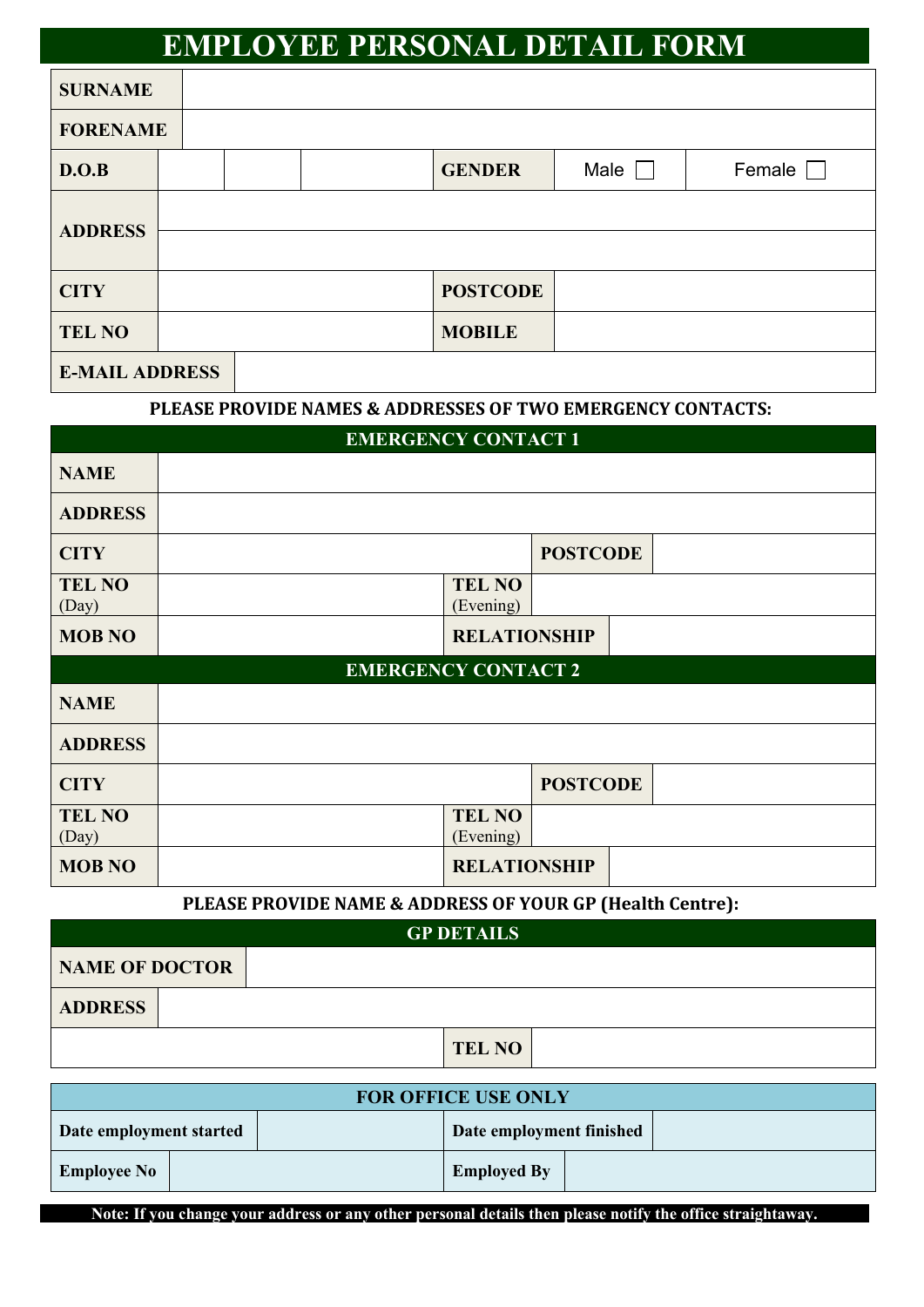# EMPLOYEE PERSONAL DETAIL FORM

| | | | | | | |
|---|---|---|---|---|---|---|
| **SURNAME** | | | | | | |
| **FORENAME** | | | | | | |
| **D.O.B** | | | | **GENDER** | Male ☐ | Female ☐ |
| **ADDRESS** | | | | | | |
| | | | | | | |
| **CITY** | | | | **POSTCODE** | | |
| **TEL NO** | | | | **MOBILE** | | |
| **E-MAIL ADDRESS** | | | | | | |

**PLEASE PROVIDE NAMES & ADDRESSES OF TWO EMERGENCY CONTACTS:**

| **EMERGENCY CONTACT 1** | | | |
|---|---|---|---|
| **NAME** | | | |
| **ADDRESS** | | | |
| **CITY** | | **POSTCODE** | |
| **TEL NO** (Day) | | **TEL NO** (Evening) | |
| **MOB NO** | | **RELATIONSHIP** | |

| **EMERGENCY CONTACT 2** | | | |
|---|---|---|---|
| **NAME** | | | |
| **ADDRESS** | | | |
| **CITY** | | **POSTCODE** | |
| **TEL NO** (Day) | | **TEL NO** (Evening) | |
| **MOB NO** | | **RELATIONSHIP** | |

**PLEASE PROVIDE NAME & ADDRESS OF YOUR GP (Health Centre):**

| **GP DETAILS** | | | |
|---|---|---|---|
| **NAME OF DOCTOR** | | | |
| **ADDRESS** | | | |
| | | **TEL NO** | |

| **FOR OFFICE USE ONLY** | | | |
|---|---|---|---|
| **Date employment started** | | **Date employment finished** | |
| **Employee No** | | **Employed By** | |

**Note: If you change your address or any other personal details then please notify the office straightaway.**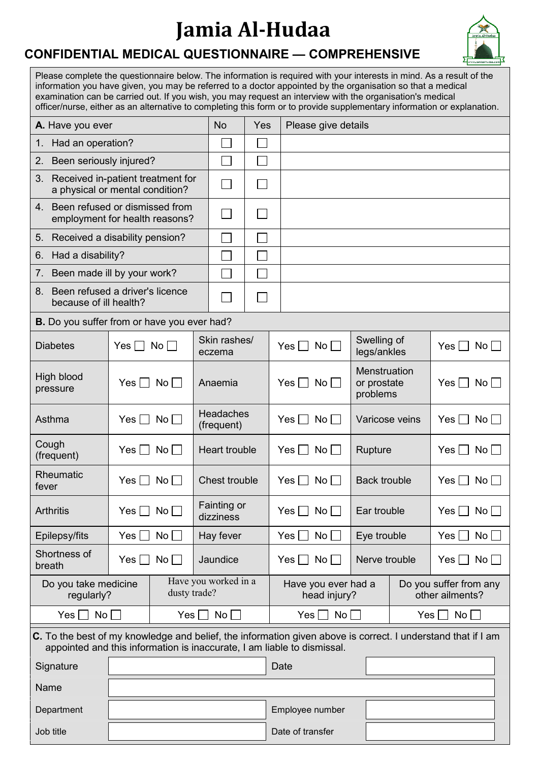# Jamia Al-Hudaa

## CONFIDENTIAL MEDICAL QUESTIONNAIRE — COMPREHENSIVE

Please complete the questionnaire below. The information is required with your interests in mind. As a result of the information you have given, you may be referred to a doctor appointed by the organisation so that a medical examination can be carried out. If you wish, you may request an interview with the organisation's medical officer/nurse, either as an alternative to completing this form or to provide supplementary information or explanation.

| **A.** Have you ever | No | Yes | Please give details |
|---|---|---|---|
| 1. Had an operation? | ☐ | ☐ | |
| 2. Been seriously injured? | ☐ | ☐ | |
| 3. Received in-patient treatment for a physical or mental condition? | ☐ | ☐ | |
| 4. Been refused or dismissed from employment for health reasons? | ☐ | ☐ | |
| 5. Received a disability pension? | ☐ | ☐ | |
| 6. Had a disability? | ☐ | ☐ | |
| 7. Been made ill by your work? | ☐ | ☐ | |
| 8. Been refused a driver's licence because of ill health? | ☐ | ☐ | |

**B.** Do you suffer from or have you ever had?

| | | | | | |
|---|---|---|---|---|---|
| Diabetes | Yes ☐ No ☐ | Skin rashes/ eczema | Yes ☐ No ☐ | Swelling of legs/ankles | Yes ☐ No ☐ |
| High blood pressure | Yes ☐ No ☐ | Anaemia | Yes ☐ No ☐ | Menstruation or prostate problems | Yes ☐ No ☐ |
| Asthma | Yes ☐ No ☐ | Headaches (frequent) | Yes ☐ No ☐ | Varicose veins | Yes ☐ No ☐ |
| Cough (frequent) | Yes ☐ No ☐ | Heart trouble | Yes ☐ No ☐ | Rupture | Yes ☐ No ☐ |
| Rheumatic fever | Yes ☐ No ☐ | Chest trouble | Yes ☐ No ☐ | Back trouble | Yes ☐ No ☐ |
| Arthritis | Yes ☐ No ☐ | Fainting or dizziness | Yes ☐ No ☐ | Ear trouble | Yes ☐ No ☐ |
| Epilepsy/fits | Yes ☐ No ☐ | Hay fever | Yes ☐ No ☐ | Eye trouble | Yes ☐ No ☐ |
| Shortness of breath | Yes ☐ No ☐ | Jaundice | Yes ☐ No ☐ | Nerve trouble | Yes ☐ No ☐ |

| Do you take medicine regularly? | Have you worked in a dusty trade? | Have you ever had a head injury? | Do you suffer from any other ailments? |
|---|---|---|---|
| Yes ☐ No ☐ | Yes ☐ No ☐ | Yes ☐ No ☐ | Yes ☐ No ☐ |

**C.** To the best of my knowledge and belief, the information given above is correct. I understand that if I am appointed and this information is inaccurate, I am liable to dismissal.

| | | | |
|---|---|---|---|
| Signature | | Date | |
| Name | | | |
| Department | | Employee number | |
| Job title | | Date of transfer | |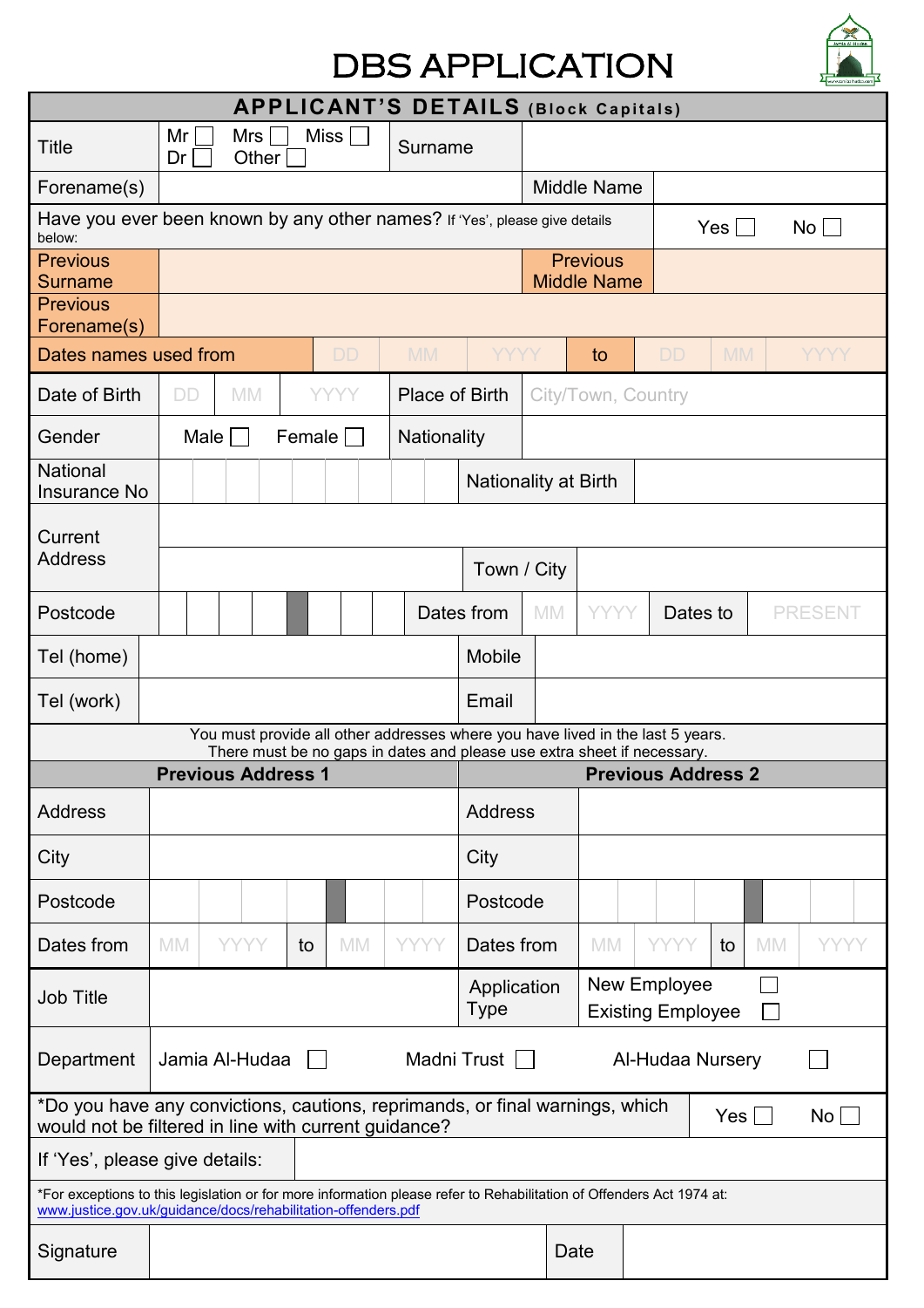# DBS APPLICATION

| APPLICANT'S DETAILS (Block Capitals) | | | |
|---|---|---|---|
| Title | Mr ☐ Mrs ☐ Miss ☐ Dr ☐ Other ☐ | Surname | |
| Forename(s) | | Middle Name | |
| Have you ever been known by any other names? If 'Yes', please give details below: | | Yes ☐ | No ☐ |
| Previous Surname | | Previous Middle Name | |
| Previous Forename(s) | | | |
| Dates names used from | DD MM YYYY | to | DD MM YYYY |
| Date of Birth | DD MM YYYY | Place of Birth | City/Town, Country |
| Gender | Male ☐ Female ☐ | Nationality | |
| National Insurance No | | Nationality at Birth | |
| Current Address | | | |
| | | Town / City | |
| Postcode | | Dates from MM YYYY | Dates to PRESENT |
| Tel (home) | | Mobile | |
| Tel (work) | | Email | |

You must provide all other addresses where you have lived in the last 5 years.
There must be no gaps in dates and please use extra sheet if necessary.

| Previous Address 1 | | Previous Address 2 | |
|---|---|---|---|
| Address | | Address | |
| City | | City | |
| Postcode | | Postcode | |
| Dates from | MM YYYY to MM YYYY | Dates from | MM YYYY to MM YYYY |

| Job Title | | Application Type | New Employee ☐ Existing Employee ☐ |
|---|---|---|---|
| Department | Jamia Al-Hudaa ☐ | Madni Trust ☐ | Al-Hudaa Nursery ☐ |

| *Do you have any convictions, cautions, reprimands, or final warnings, which would not be filtered in line with current guidance? | Yes ☐ | No ☐ |
|---|---|---|
| If 'Yes', please give details: | | |

*For exceptions to this legislation or for more information please refer to Rehabilitation of Offenders Act 1974 at: www.justice.gov.uk/guidance/docs/rehabilitation-offenders.pdf

| Signature | | Date | |
|---|---|---|---|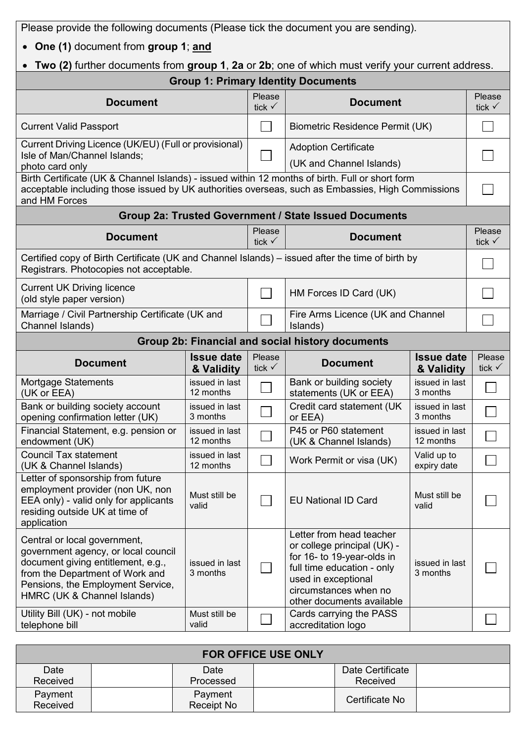Please provide the following documents (Please tick the document you are sending).

- **One (1)** document from **group 1**; **and**
- **Two (2)** further documents from **group 1**, **2a** or **2b**; one of which must verify your current address.

**Group 1: Primary Identity Documents**

| Document | Please tick ✓ | Document | Please tick ✓ |
|---|---|---|---|
| Current Valid Passport | ☐ | Biometric Residence Permit (UK) | ☐ |
| Current Driving Licence (UK/EU) (Full or provisional) Isle of Man/Channel Islands; photo card only | ☐ | Adoption Certificate (UK and Channel Islands) | ☐ |
| Birth Certificate (UK & Channel Islands) - issued within 12 months of birth. Full or short form acceptable including those issued by UK authorities overseas, such as Embassies, High Commissions and HM Forces | | | ☐ |

**Group 2a: Trusted Government / State Issued Documents**

| Document | Please tick ✓ | Document | Please tick ✓ |
|---|---|---|---|
| Certified copy of Birth Certificate (UK and Channel Islands) – issued after the time of birth by Registrars. Photocopies not acceptable. | | | ☐ |
| Current UK Driving licence (old style paper version) | ☐ | HM Forces ID Card (UK) | ☐ |
| Marriage / Civil Partnership Certificate (UK and Channel Islands) | ☐ | Fire Arms Licence (UK and Channel Islands) | ☐ |

**Group 2b: Financial and social history documents**

| Document | Issue date & Validity | Please tick ✓ | Document | Issue date & Validity | Please tick ✓ |
|---|---|---|---|---|---|
| Mortgage Statements (UK or EEA) | issued in last 12 months | ☐ | Bank or building society statements (UK or EEA) | issued in last 3 months | ☐ |
| Bank or building society account opening confirmation letter (UK) | issued in last 3 months | ☐ | Credit card statement (UK or EEA) | issued in last 3 months | ☐ |
| Financial Statement, e.g. pension or endowment (UK) | issued in last 12 months | ☐ | P45 or P60 statement (UK & Channel Islands) | issued in last 12 months | ☐ |
| Council Tax statement (UK & Channel Islands) | issued in last 12 months | ☐ | Work Permit or visa (UK) | Valid up to expiry date | ☐ |
| Letter of sponsorship from future employment provider (non UK, non EEA only) - valid only for applicants residing outside UK at time of application | Must still be valid | ☐ | EU National ID Card | Must still be valid | ☐ |
| Central or local government, government agency, or local council document giving entitlement, e.g., from the Department of Work and Pensions, the Employment Service, HMRC (UK & Channel Islands) | issued in last 3 months | ☐ | Letter from head teacher or college principal (UK) - for 16- to 19-year-olds in full time education - only used in exceptional circumstances when no other documents available | issued in last 3 months | ☐ |
| Utility Bill (UK) - not mobile telephone bill | Must still be valid | ☐ | Cards carrying the PASS accreditation logo | | ☐ |

**FOR OFFICE USE ONLY**

| | | | | | |
|---|---|---|---|---|---|
| Date Received | | Date Processed | | Date Certificate Received | |
| Payment Received | | Payment Receipt No | | Certificate No | |